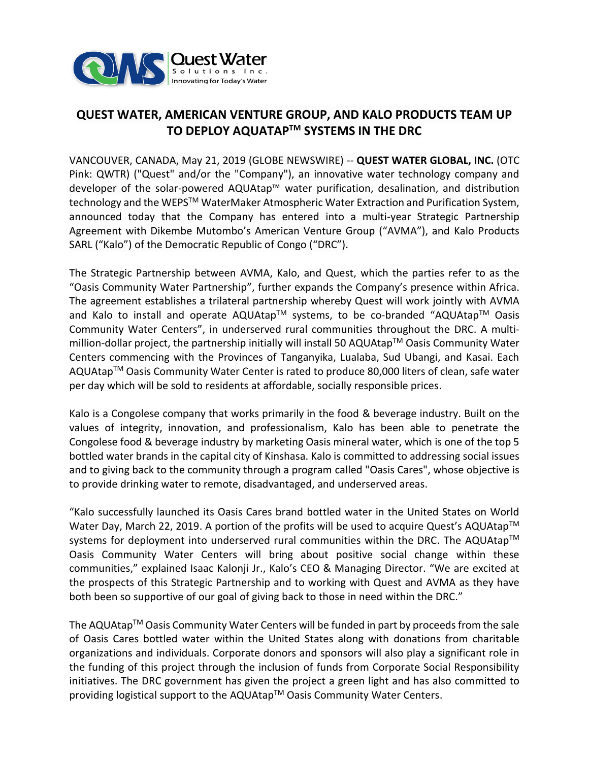# QUEST WATER, AMERICAN VENTURE GROUP, AND KALO PRODUCTS TEAM UP TO DEPLOY AQUATAP™ SYSTEMS IN THE DRC

VANCOUVER, CANADA, May 21, 2019 (GLOBE NEWSWIRE) -- **QUEST WATER GLOBAL, INC.** (OTC Pink: QWTR) ("Quest" and/or the "Company"), an innovative water technology company and developer of the solar-powered AQUAtap™ water purification, desalination, and distribution technology and the WEPS™ WaterMaker Atmospheric Water Extraction and Purification System, announced today that the Company has entered into a multi-year Strategic Partnership Agreement with Dikembe Mutombo's American Venture Group ("AVMA"), and Kalo Products SARL ("Kalo") of the Democratic Republic of Congo ("DRC").

The Strategic Partnership between AVMA, Kalo, and Quest, which the parties refer to as the "Oasis Community Water Partnership", further expands the Company's presence within Africa. The agreement establishes a trilateral partnership whereby Quest will work jointly with AVMA and Kalo to install and operate AQUAtap™ systems, to be co-branded "AQUAtap™ Oasis Community Water Centers", in underserved rural communities throughout the DRC. A multi-million-dollar project, the partnership initially will install 50 AQUAtap™ Oasis Community Water Centers commencing with the Provinces of Tanganyika, Lualaba, Sud Ubangi, and Kasai. Each AQUAtap™ Oasis Community Water Center is rated to produce 80,000 liters of clean, safe water per day which will be sold to residents at affordable, socially responsible prices.

Kalo is a Congolese company that works primarily in the food & beverage industry. Built on the values of integrity, innovation, and professionalism, Kalo has been able to penetrate the Congolese food & beverage industry by marketing Oasis mineral water, which is one of the top 5 bottled water brands in the capital city of Kinshasa. Kalo is committed to addressing social issues and to giving back to the community through a program called "Oasis Cares", whose objective is to provide drinking water to remote, disadvantaged, and underserved areas.

"Kalo successfully launched its Oasis Cares brand bottled water in the United States on World Water Day, March 22, 2019. A portion of the profits will be used to acquire Quest's AQUAtap™ systems for deployment into underserved rural communities within the DRC. The AQUAtap™ Oasis Community Water Centers will bring about positive social change within these communities," explained Isaac Kalonji Jr., Kalo's CEO & Managing Director. "We are excited at the prospects of this Strategic Partnership and to working with Quest and AVMA as they have both been so supportive of our goal of giving back to those in need within the DRC."

The AQUAtap™ Oasis Community Water Centers will be funded in part by proceeds from the sale of Oasis Cares bottled water within the United States along with donations from charitable organizations and individuals. Corporate donors and sponsors will also play a significant role in the funding of this project through the inclusion of funds from Corporate Social Responsibility initiatives. The DRC government has given the project a green light and has also committed to providing logistical support to the AQUAtap™ Oasis Community Water Centers.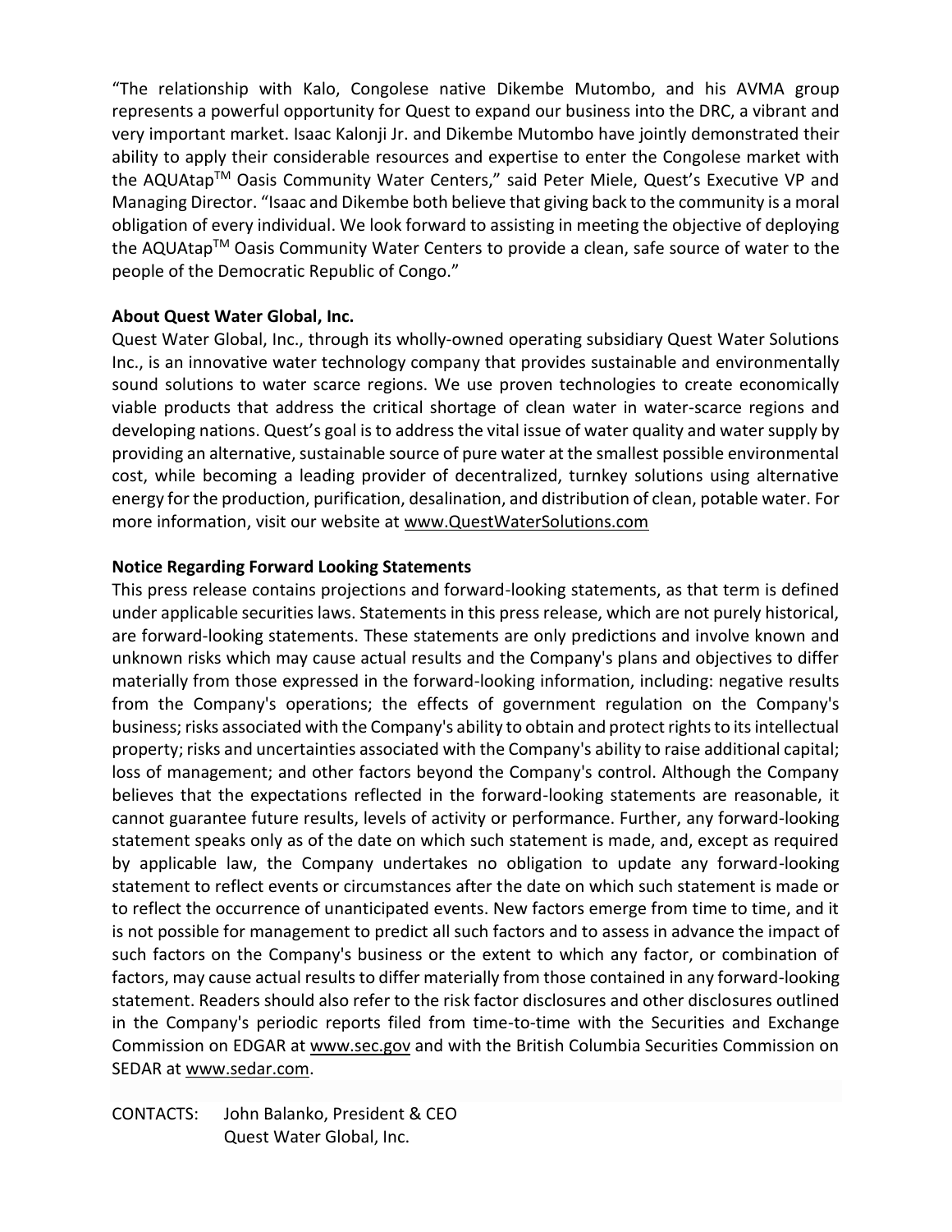"The relationship with Kalo, Congolese native Dikembe Mutombo, and his AVMA group represents a powerful opportunity for Quest to expand our business into the DRC, a vibrant and very important market. Isaac Kalonji Jr. and Dikembe Mutombo have jointly demonstrated their ability to apply their considerable resources and expertise to enter the Congolese market with the AQUAtap™ Oasis Community Water Centers," said Peter Miele, Quest's Executive VP and Managing Director. "Isaac and Dikembe both believe that giving back to the community is a moral obligation of every individual. We look forward to assisting in meeting the objective of deploying the AQUAtap™ Oasis Community Water Centers to provide a clean, safe source of water to the people of the Democratic Republic of Congo."

**About Quest Water Global, Inc.**

Quest Water Global, Inc., through its wholly-owned operating subsidiary Quest Water Solutions Inc., is an innovative water technology company that provides sustainable and environmentally sound solutions to water scarce regions. We use proven technologies to create economically viable products that address the critical shortage of clean water in water-scarce regions and developing nations. Quest's goal is to address the vital issue of water quality and water supply by providing an alternative, sustainable source of pure water at the smallest possible environmental cost, while becoming a leading provider of decentralized, turnkey solutions using alternative energy for the production, purification, desalination, and distribution of clean, potable water. For more information, visit our website at www.QuestWaterSolutions.com

**Notice Regarding Forward Looking Statements**

This press release contains projections and forward-looking statements, as that term is defined under applicable securities laws. Statements in this press release, which are not purely historical, are forward-looking statements. These statements are only predictions and involve known and unknown risks which may cause actual results and the Company's plans and objectives to differ materially from those expressed in the forward-looking information, including: negative results from the Company's operations; the effects of government regulation on the Company's business; risks associated with the Company's ability to obtain and protect rights to its intellectual property; risks and uncertainties associated with the Company's ability to raise additional capital; loss of management; and other factors beyond the Company's control. Although the Company believes that the expectations reflected in the forward-looking statements are reasonable, it cannot guarantee future results, levels of activity or performance. Further, any forward-looking statement speaks only as of the date on which such statement is made, and, except as required by applicable law, the Company undertakes no obligation to update any forward-looking statement to reflect events or circumstances after the date on which such statement is made or to reflect the occurrence of unanticipated events. New factors emerge from time to time, and it is not possible for management to predict all such factors and to assess in advance the impact of such factors on the Company's business or the extent to which any factor, or combination of factors, may cause actual results to differ materially from those contained in any forward-looking statement. Readers should also refer to the risk factor disclosures and other disclosures outlined in the Company's periodic reports filed from time-to-time with the Securities and Exchange Commission on EDGAR at www.sec.gov and with the British Columbia Securities Commission on SEDAR at www.sedar.com.

CONTACTS: John Balanko, President & CEO
Quest Water Global, Inc.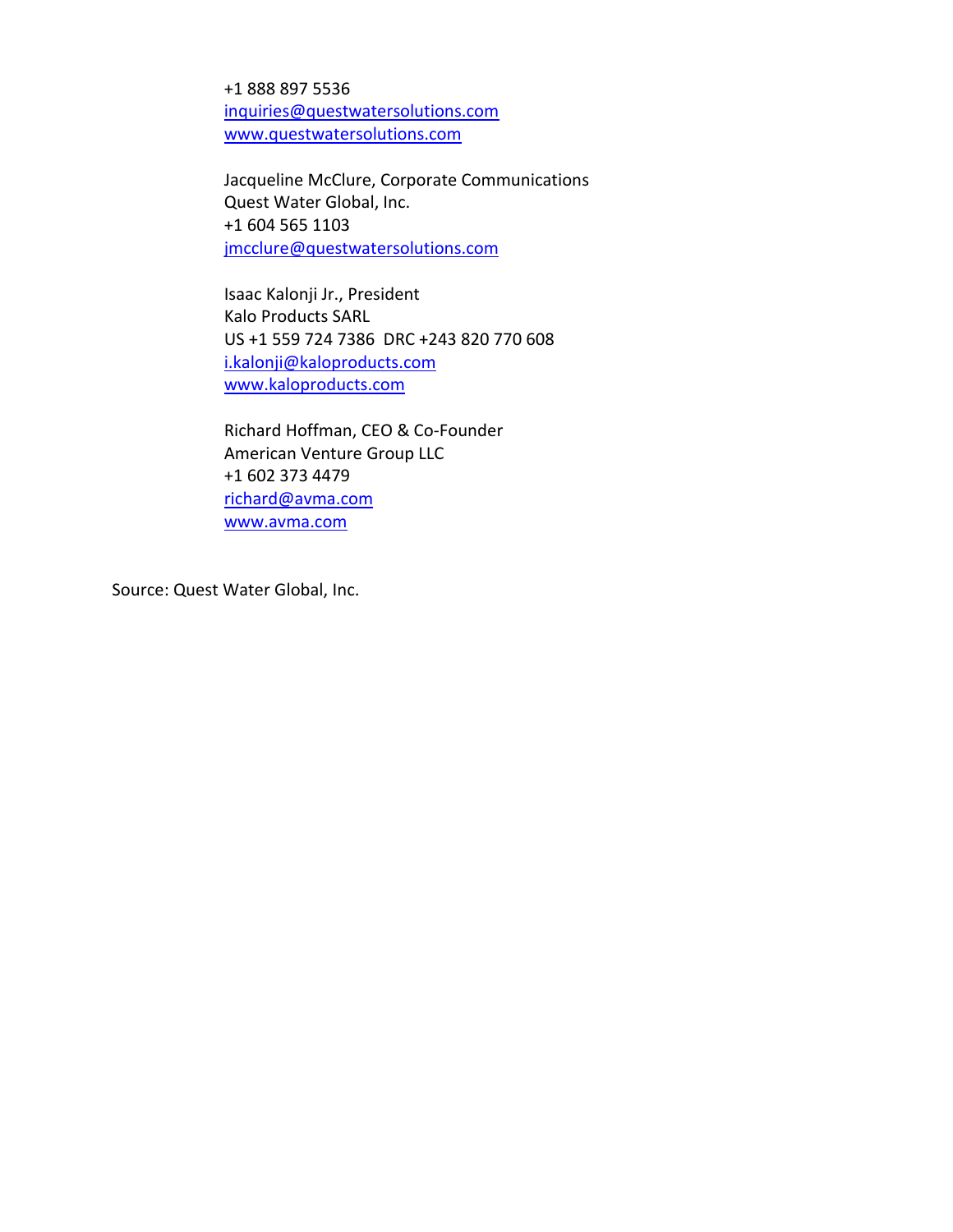+1 888 897 5536
inquiries@questwatersolutions.com
www.questwatersolutions.com

Jacqueline McClure, Corporate Communications
Quest Water Global, Inc.
+1 604 565 1103
jmcclure@questwatersolutions.com

Isaac Kalonji Jr., President
Kalo Products SARL
US +1 559 724 7386  DRC +243 820 770 608
i.kalonji@kaloproducts.com
www.kaloproducts.com

Richard Hoffman, CEO & Co-Founder
American Venture Group LLC
+1 602 373 4479
richard@avma.com
www.avma.com

Source: Quest Water Global, Inc.